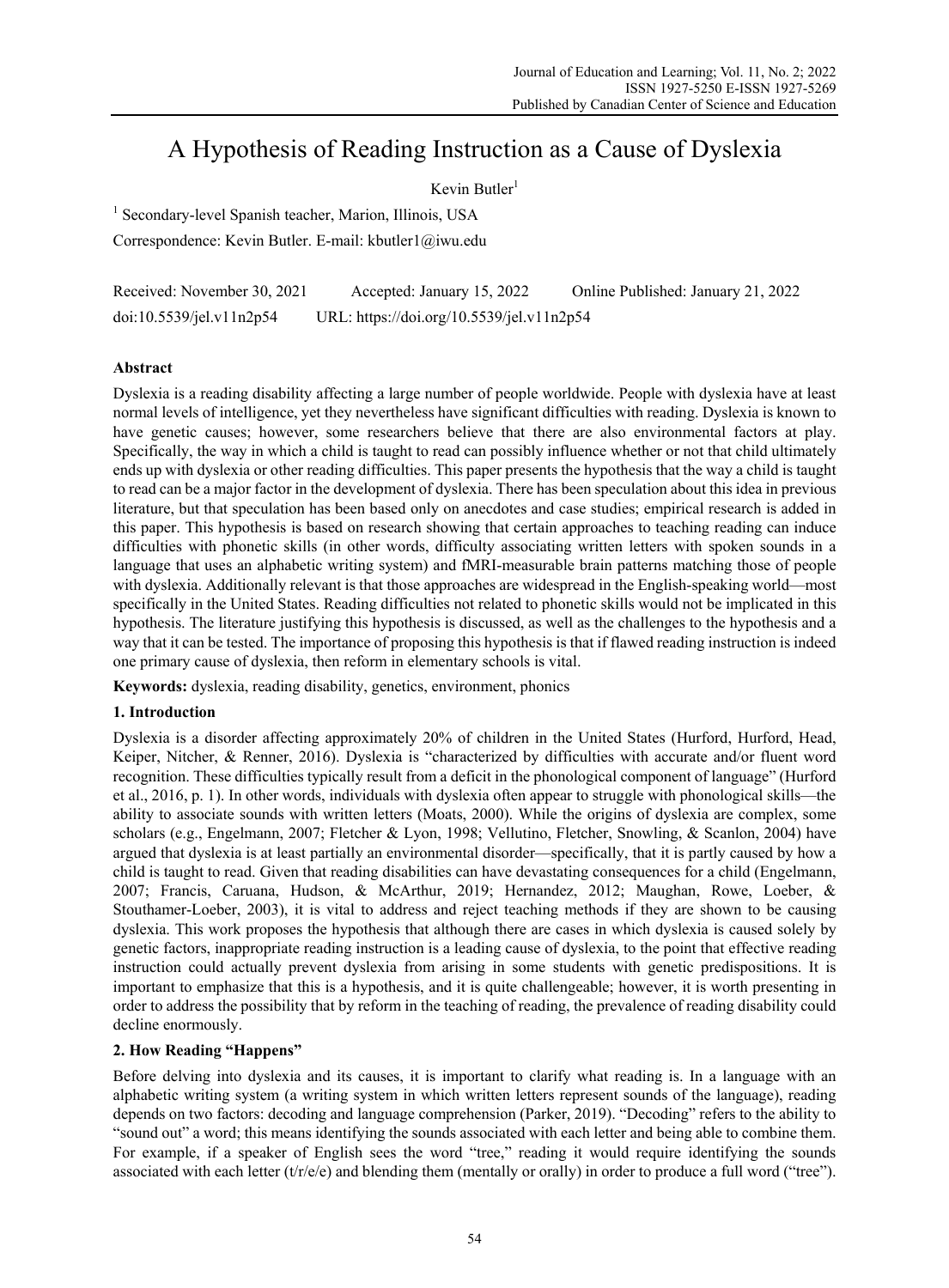# A Hypothesis of Reading Instruction as a Cause of Dyslexia

Kevin Butler[1]

[1] Secondary-level Spanish teacher, Marion, Illinois, USA

Correspondence: Kevin Butler. E-mail: kbutler1@iwu.edu

Received: November 30, 2021 Accepted: January 15, 2022 Online Published: January 21, 2022

doi:10.5539/jel.v11n2p54 URL: https://doi.org/10.5539/jel.v11n2p54

## Abstract

Dyslexia is a reading disability affecting a large number of people worldwide. People with dyslexia have at least normal levels of intelligence, yet they nevertheless have significant difficulties with reading. Dyslexia is known to have genetic causes; however, some researchers believe that there are also environmental factors at play. Specifically, the way in which a child is taught to read can possibly influence whether or not that child ultimately ends up with dyslexia or other reading difficulties. This paper presents the hypothesis that the way a child is taught to read can be a major factor in the development of dyslexia. There has been speculation about this idea in previous literature, but that speculation has been based only on anecdotes and case studies; empirical research is added in this paper. This hypothesis is based on research showing that certain approaches to teaching reading can induce difficulties with phonetic skills (in other words, difficulty associating written letters with spoken sounds in a language that uses an alphabetic writing system) and fMRI-measurable brain patterns matching those of people with dyslexia. Additionally relevant is that those approaches are widespread in the English-speaking world—most specifically in the United States. Reading difficulties not related to phonetic skills would not be implicated in this hypothesis. The literature justifying this hypothesis is discussed, as well as the challenges to the hypothesis and a way that it can be tested. The importance of proposing this hypothesis is that if flawed reading instruction is indeed one primary cause of dyslexia, then reform in elementary schools is vital.

**Keywords:** dyslexia, reading disability, genetics, environment, phonics

## 1. Introduction

Dyslexia is a disorder affecting approximately 20% of children in the United States (Hurford, Hurford, Head, Keiper, Nitcher, & Renner, 2016). Dyslexia is "characterized by difficulties with accurate and/or fluent word recognition. These difficulties typically result from a deficit in the phonological component of language" (Hurford et al., 2016, p. 1). In other words, individuals with dyslexia often appear to struggle with phonological skills—the ability to associate sounds with written letters (Moats, 2000). While the origins of dyslexia are complex, some scholars (e.g., Engelmann, 2007; Fletcher & Lyon, 1998; Vellutino, Fletcher, Snowling, & Scanlon, 2004) have argued that dyslexia is at least partially an environmental disorder—specifically, that it is partly caused by how a child is taught to read. Given that reading disabilities can have devastating consequences for a child (Engelmann, 2007; Francis, Caruana, Hudson, & McArthur, 2019; Hernandez, 2012; Maughan, Rowe, Loeber, & Stouthamer-Loeber, 2003), it is vital to address and reject teaching methods if they are shown to be causing dyslexia. This work proposes the hypothesis that although there are cases in which dyslexia is caused solely by genetic factors, inappropriate reading instruction is a leading cause of dyslexia, to the point that effective reading instruction could actually prevent dyslexia from arising in some students with genetic predispositions. It is important to emphasize that this is a hypothesis, and it is quite challengeable; however, it is worth presenting in order to address the possibility that by reform in the teaching of reading, the prevalence of reading disability could decline enormously.

## 2. How Reading "Happens"

Before delving into dyslexia and its causes, it is important to clarify what reading is. In a language with an alphabetic writing system (a writing system in which written letters represent sounds of the language), reading depends on two factors: decoding and language comprehension (Parker, 2019). "Decoding" refers to the ability to "sound out" a word; this means identifying the sounds associated with each letter and being able to combine them. For example, if a speaker of English sees the word "tree," reading it would require identifying the sounds associated with each letter (t/r/e/e) and blending them (mentally or orally) in order to produce a full word ("tree").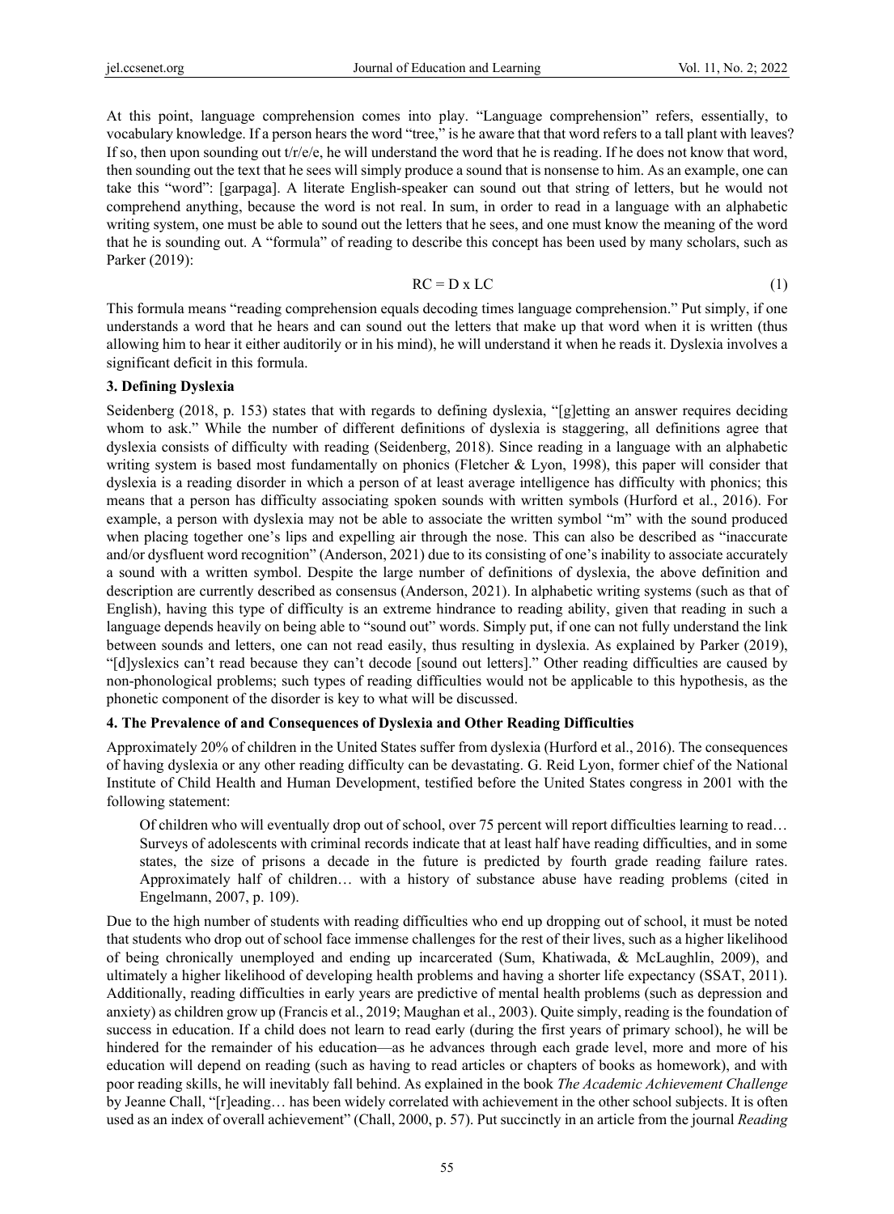At this point, language comprehension comes into play. "Language comprehension" refers, essentially, to vocabulary knowledge. If a person hears the word "tree," is he aware that that word refers to a tall plant with leaves? If so, then upon sounding out t/r/e/e, he will understand the word that he is reading. If he does not know that word, then sounding out the text that he sees will simply produce a sound that is nonsense to him. As an example, one can take this "word": [garpaga]. A literate English-speaker can sound out that string of letters, but he would not comprehend anything, because the word is not real. In sum, in order to read in a language with an alphabetic writing system, one must be able to sound out the letters that he sees, and one must know the meaning of the word that he is sounding out. A "formula" of reading to describe this concept has been used by many scholars, such as Parker (2019):

$$RC = D \times LC \tag{1}$$

This formula means "reading comprehension equals decoding times language comprehension." Put simply, if one understands a word that he hears and can sound out the letters that make up that word when it is written (thus allowing him to hear it either auditorily or in his mind), he will understand it when he reads it. Dyslexia involves a significant deficit in this formula.

### 3. Defining Dyslexia

Seidenberg (2018, p. 153) states that with regards to defining dyslexia, "[g]etting an answer requires deciding whom to ask." While the number of different definitions of dyslexia is staggering, all definitions agree that dyslexia consists of difficulty with reading (Seidenberg, 2018). Since reading in a language with an alphabetic writing system is based most fundamentally on phonics (Fletcher & Lyon, 1998), this paper will consider that dyslexia is a reading disorder in which a person of at least average intelligence has difficulty with phonics; this means that a person has difficulty associating spoken sounds with written symbols (Hurford et al., 2016). For example, a person with dyslexia may not be able to associate the written symbol "m" with the sound produced when placing together one's lips and expelling air through the nose. This can also be described as "inaccurate and/or dysfluent word recognition" (Anderson, 2021) due to its consisting of one's inability to associate accurately a sound with a written symbol. Despite the large number of definitions of dyslexia, the above definition and description are currently described as consensus (Anderson, 2021). In alphabetic writing systems (such as that of English), having this type of difficulty is an extreme hindrance to reading ability, given that reading in such a language depends heavily on being able to "sound out" words. Simply put, if one can not fully understand the link between sounds and letters, one can not read easily, thus resulting in dyslexia. As explained by Parker (2019), "[d]yslexics can't read because they can't decode [sound out letters]." Other reading difficulties are caused by non-phonological problems; such types of reading difficulties would not be applicable to this hypothesis, as the phonetic component of the disorder is key to what will be discussed.

### 4. The Prevalence of and Consequences of Dyslexia and Other Reading Difficulties

Approximately 20% of children in the United States suffer from dyslexia (Hurford et al., 2016). The consequences of having dyslexia or any other reading difficulty can be devastating. G. Reid Lyon, former chief of the National Institute of Child Health and Human Development, testified before the United States congress in 2001 with the following statement:

> Of children who will eventually drop out of school, over 75 percent will report difficulties learning to read… Surveys of adolescents with criminal records indicate that at least half have reading difficulties, and in some states, the size of prisons a decade in the future is predicted by fourth grade reading failure rates. Approximately half of children… with a history of substance abuse have reading problems (cited in Engelmann, 2007, p. 109).

Due to the high number of students with reading difficulties who end up dropping out of school, it must be noted that students who drop out of school face immense challenges for the rest of their lives, such as a higher likelihood of being chronically unemployed and ending up incarcerated (Sum, Khatiwada, & McLaughlin, 2009), and ultimately a higher likelihood of developing health problems and having a shorter life expectancy (SSAT, 2011). Additionally, reading difficulties in early years are predictive of mental health problems (such as depression and anxiety) as children grow up (Francis et al., 2019; Maughan et al., 2003). Quite simply, reading is the foundation of success in education. If a child does not learn to read early (during the first years of primary school), he will be hindered for the remainder of his education—as he advances through each grade level, more and more of his education will depend on reading (such as having to read articles or chapters of books as homework), and with poor reading skills, he will inevitably fall behind. As explained in the book *The Academic Achievement Challenge* by Jeanne Chall, "[r]eading… has been widely correlated with achievement in the other school subjects. It is often used as an index of overall achievement" (Chall, 2000, p. 57). Put succinctly in an article from the journal *Reading*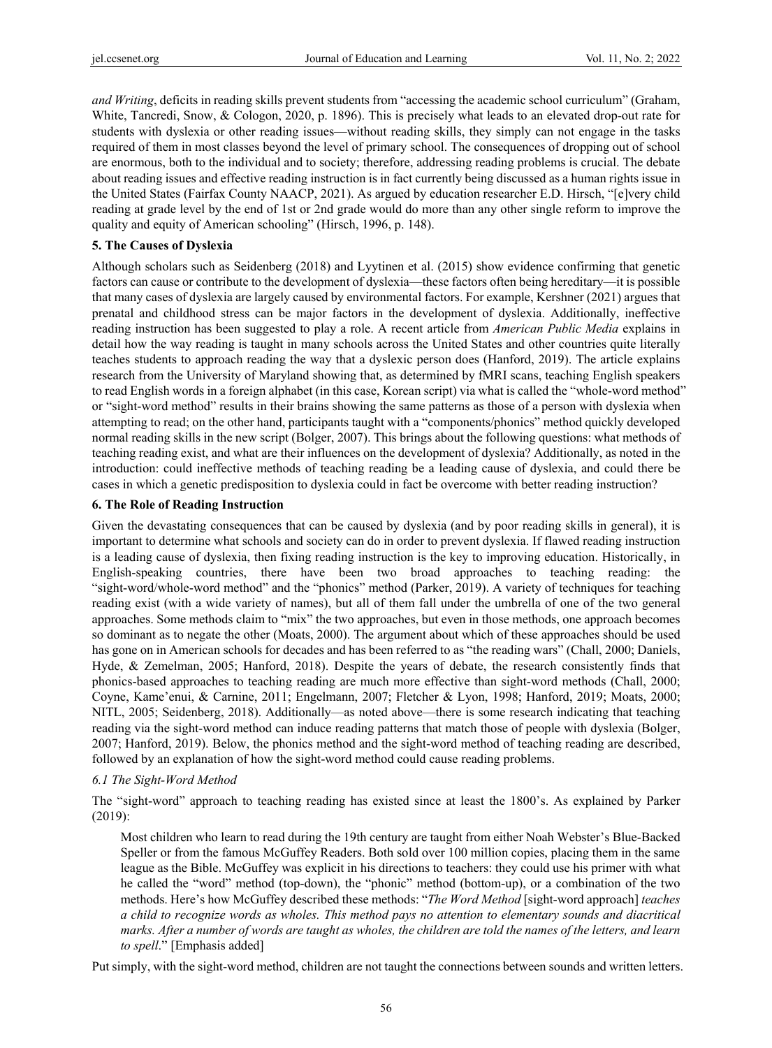*and Writing*, deficits in reading skills prevent students from "accessing the academic school curriculum" (Graham, White, Tancredi, Snow, & Cologon, 2020, p. 1896). This is precisely what leads to an elevated drop-out rate for students with dyslexia or other reading issues—without reading skills, they simply can not engage in the tasks required of them in most classes beyond the level of primary school. The consequences of dropping out of school are enormous, both to the individual and to society; therefore, addressing reading problems is crucial. The debate about reading issues and effective reading instruction is in fact currently being discussed as a human rights issue in the United States (Fairfax County NAACP, 2021). As argued by education researcher E.D. Hirsch, "[e]very child reading at grade level by the end of 1st or 2nd grade would do more than any other single reform to improve the quality and equity of American schooling" (Hirsch, 1996, p. 148).

## 5. The Causes of Dyslexia

Although scholars such as Seidenberg (2018) and Lyytinen et al. (2015) show evidence confirming that genetic factors can cause or contribute to the development of dyslexia—these factors often being hereditary—it is possible that many cases of dyslexia are largely caused by environmental factors. For example, Kershner (2021) argues that prenatal and childhood stress can be major factors in the development of dyslexia. Additionally, ineffective reading instruction has been suggested to play a role. A recent article from *American Public Media* explains in detail how the way reading is taught in many schools across the United States and other countries quite literally teaches students to approach reading the way that a dyslexic person does (Hanford, 2019). The article explains research from the University of Maryland showing that, as determined by fMRI scans, teaching English speakers to read English words in a foreign alphabet (in this case, Korean script) via what is called the "whole-word method" or "sight-word method" results in their brains showing the same patterns as those of a person with dyslexia when attempting to read; on the other hand, participants taught with a "components/phonics" method quickly developed normal reading skills in the new script (Bolger, 2007). This brings about the following questions: what methods of teaching reading exist, and what are their influences on the development of dyslexia? Additionally, as noted in the introduction: could ineffective methods of teaching reading be a leading cause of dyslexia, and could there be cases in which a genetic predisposition to dyslexia could in fact be overcome with better reading instruction?

## 6. The Role of Reading Instruction

Given the devastating consequences that can be caused by dyslexia (and by poor reading skills in general), it is important to determine what schools and society can do in order to prevent dyslexia. If flawed reading instruction is a leading cause of dyslexia, then fixing reading instruction is the key to improving education. Historically, in English-speaking countries, there have been two broad approaches to teaching reading: the "sight-word/whole-word method" and the "phonics" method (Parker, 2019). A variety of techniques for teaching reading exist (with a wide variety of names), but all of them fall under the umbrella of one of the two general approaches. Some methods claim to "mix" the two approaches, but even in those methods, one approach becomes so dominant as to negate the other (Moats, 2000). The argument about which of these approaches should be used has gone on in American schools for decades and has been referred to as "the reading wars" (Chall, 2000; Daniels, Hyde, & Zemelman, 2005; Hanford, 2018). Despite the years of debate, the research consistently finds that phonics-based approaches to teaching reading are much more effective than sight-word methods (Chall, 2000; Coyne, Kame'enui, & Carnine, 2011; Engelmann, 2007; Fletcher & Lyon, 1998; Hanford, 2019; Moats, 2000; NITL, 2005; Seidenberg, 2018). Additionally—as noted above—there is some research indicating that teaching reading via the sight-word method can induce reading patterns that match those of people with dyslexia (Bolger, 2007; Hanford, 2019). Below, the phonics method and the sight-word method of teaching reading are described, followed by an explanation of how the sight-word method could cause reading problems.

### 6.1 The Sight-Word Method

The "sight-word" approach to teaching reading has existed since at least the 1800's. As explained by Parker (2019):

> Most children who learn to read during the 19th century are taught from either Noah Webster's Blue-Backed Speller or from the famous McGuffey Readers. Both sold over 100 million copies, placing them in the same league as the Bible. McGuffey was explicit in his directions to teachers: they could use his primer with what he called the "word" method (top-down), the "phonic" method (bottom-up), or a combination of the two methods. Here's how McGuffey described these methods: "*The Word Method* [sight-word approach] *teaches a child to recognize words as wholes. This method pays no attention to elementary sounds and diacritical marks. After a number of words are taught as wholes, the children are told the names of the letters, and learn to spell*." [Emphasis added]

Put simply, with the sight-word method, children are not taught the connections between sounds and written letters.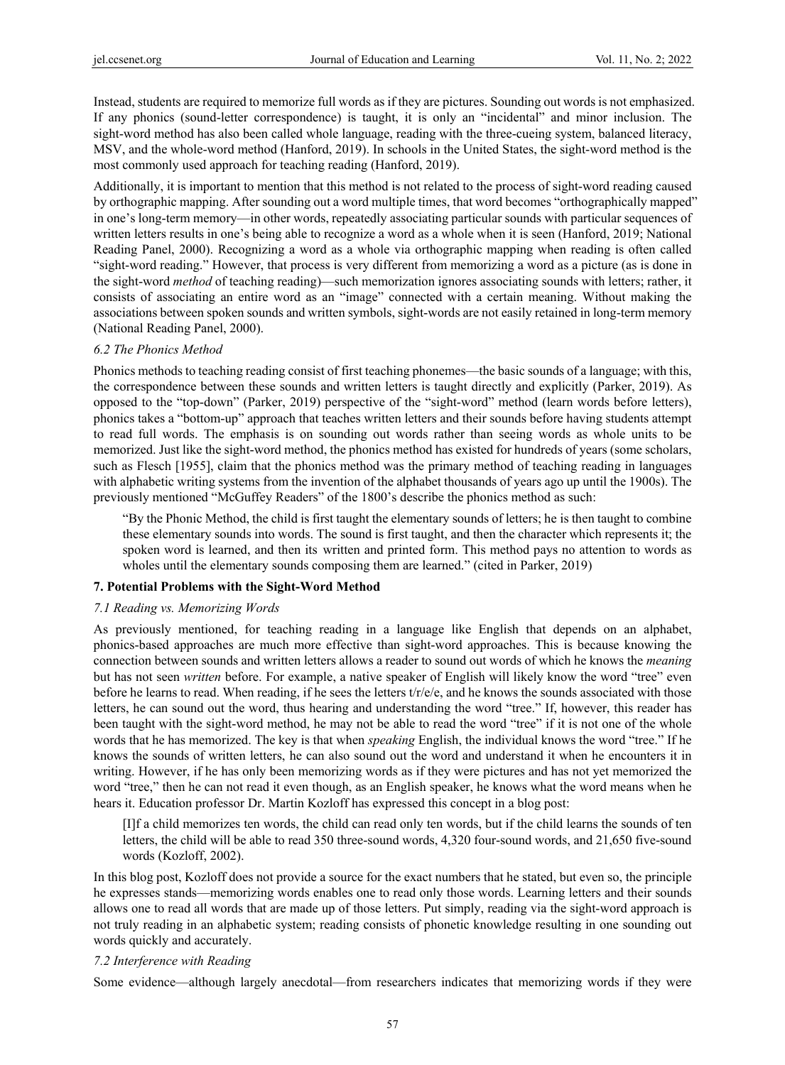Instead, students are required to memorize full words as if they are pictures. Sounding out words is not emphasized. If any phonics (sound-letter correspondence) is taught, it is only an "incidental" and minor inclusion. The sight-word method has also been called whole language, reading with the three-cueing system, balanced literacy, MSV, and the whole-word method (Hanford, 2019). In schools in the United States, the sight-word method is the most commonly used approach for teaching reading (Hanford, 2019).

Additionally, it is important to mention that this method is not related to the process of sight-word reading caused by orthographic mapping. After sounding out a word multiple times, that word becomes "orthographically mapped" in one's long-term memory—in other words, repeatedly associating particular sounds with particular sequences of written letters results in one's being able to recognize a word as a whole when it is seen (Hanford, 2019; National Reading Panel, 2000). Recognizing a word as a whole via orthographic mapping when reading is often called "sight-word reading." However, that process is very different from memorizing a word as a picture (as is done in the sight-word *method* of teaching reading)—such memorization ignores associating sounds with letters; rather, it consists of associating an entire word as an "image" connected with a certain meaning. Without making the associations between spoken sounds and written symbols, sight-words are not easily retained in long-term memory (National Reading Panel, 2000).

### *6.2 The Phonics Method*

Phonics methods to teaching reading consist of first teaching phonemes—the basic sounds of a language; with this, the correspondence between these sounds and written letters is taught directly and explicitly (Parker, 2019). As opposed to the "top-down" (Parker, 2019) perspective of the "sight-word" method (learn words before letters), phonics takes a "bottom-up" approach that teaches written letters and their sounds before having students attempt to read full words. The emphasis is on sounding out words rather than seeing words as whole units to be memorized. Just like the sight-word method, the phonics method has existed for hundreds of years (some scholars, such as Flesch [1955], claim that the phonics method was the primary method of teaching reading in languages with alphabetic writing systems from the invention of the alphabet thousands of years ago up until the 1900s). The previously mentioned "McGuffey Readers" of the 1800's describe the phonics method as such:

> "By the Phonic Method, the child is first taught the elementary sounds of letters; he is then taught to combine these elementary sounds into words. The sound is first taught, and then the character which represents it; the spoken word is learned, and then its written and printed form. This method pays no attention to words as wholes until the elementary sounds composing them are learned." (cited in Parker, 2019)

## 7. Potential Problems with the Sight-Word Method

### *7.1 Reading vs. Memorizing Words*

As previously mentioned, for teaching reading in a language like English that depends on an alphabet, phonics-based approaches are much more effective than sight-word approaches. This is because knowing the connection between sounds and written letters allows a reader to sound out words of which he knows the *meaning* but has not seen *written* before. For example, a native speaker of English will likely know the word "tree" even before he learns to read. When reading, if he sees the letters t/r/e/e, and he knows the sounds associated with those letters, he can sound out the word, thus hearing and understanding the word "tree." If, however, this reader has been taught with the sight-word method, he may not be able to read the word "tree" if it is not one of the whole words that he has memorized. The key is that when *speaking* English, the individual knows the word "tree." If he knows the sounds of written letters, he can also sound out the word and understand it when he encounters it in writing. However, if he has only been memorizing words as if they were pictures and has not yet memorized the word "tree," then he can not read it even though, as an English speaker, he knows what the word means when he hears it. Education professor Dr. Martin Kozloff has expressed this concept in a blog post:

> [I]f a child memorizes ten words, the child can read only ten words, but if the child learns the sounds of ten letters, the child will be able to read 350 three-sound words, 4,320 four-sound words, and 21,650 five-sound words (Kozloff, 2002).

In this blog post, Kozloff does not provide a source for the exact numbers that he stated, but even so, the principle he expresses stands—memorizing words enables one to read only those words. Learning letters and their sounds allows one to read all words that are made up of those letters. Put simply, reading via the sight-word approach is not truly reading in an alphabetic system; reading consists of phonetic knowledge resulting in one sounding out words quickly and accurately.

### *7.2 Interference with Reading*

Some evidence—although largely anecdotal—from researchers indicates that memorizing words if they were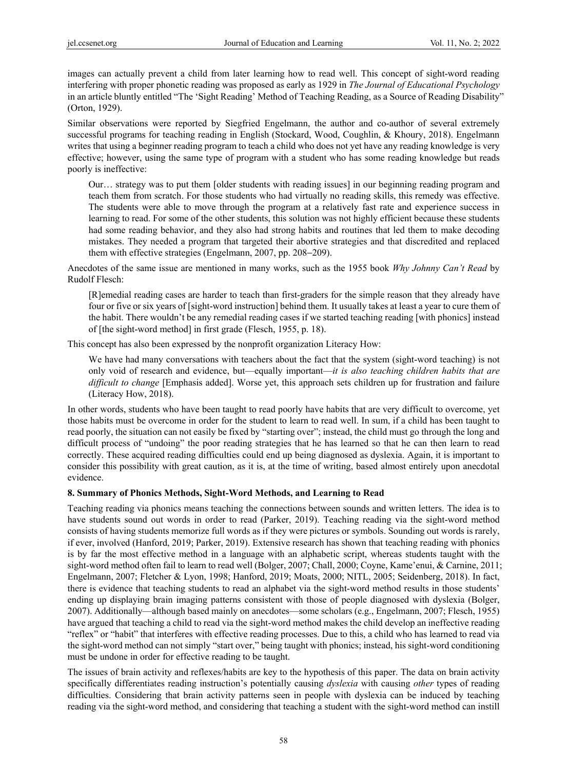images can actually prevent a child from later learning how to read well. This concept of sight-word reading interfering with proper phonetic reading was proposed as early as 1929 in *The Journal of Educational Psychology* in an article bluntly entitled "The 'Sight Reading' Method of Teaching Reading, as a Source of Reading Disability" (Orton, 1929).

Similar observations were reported by Siegfried Engelmann, the author and co-author of several extremely successful programs for teaching reading in English (Stockard, Wood, Coughlin, & Khoury, 2018). Engelmann writes that using a beginner reading program to teach a child who does not yet have any reading knowledge is very effective; however, using the same type of program with a student who has some reading knowledge but reads poorly is ineffective:

> Our… strategy was to put them [older students with reading issues] in our beginning reading program and teach them from scratch. For those students who had virtually no reading skills, this remedy was effective. The students were able to move through the program at a relatively fast rate and experience success in learning to read. For some of the other students, this solution was not highly efficient because these students had some reading behavior, and they also had strong habits and routines that led them to make decoding mistakes. They needed a program that targeted their abortive strategies and that discredited and replaced them with effective strategies (Engelmann, 2007, pp. 208–209).

Anecdotes of the same issue are mentioned in many works, such as the 1955 book *Why Johnny Can't Read* by Rudolf Flesch:

> [R]emedial reading cases are harder to teach than first-graders for the simple reason that they already have four or five or six years of [sight-word instruction] behind them. It usually takes at least a year to cure them of the habit. There wouldn't be any remedial reading cases if we started teaching reading [with phonics] instead of [the sight-word method] in first grade (Flesch, 1955, p. 18).

This concept has also been expressed by the nonprofit organization Literacy How:

> We have had many conversations with teachers about the fact that the system (sight-word teaching) is not only void of research and evidence, but—equally important—*it is also teaching children habits that are difficult to change* [Emphasis added]. Worse yet, this approach sets children up for frustration and failure (Literacy How, 2018).

In other words, students who have been taught to read poorly have habits that are very difficult to overcome, yet those habits must be overcome in order for the student to learn to read well. In sum, if a child has been taught to read poorly, the situation can not easily be fixed by "starting over"; instead, the child must go through the long and difficult process of "undoing" the poor reading strategies that he has learned so that he can then learn to read correctly. These acquired reading difficulties could end up being diagnosed as dyslexia. Again, it is important to consider this possibility with great caution, as it is, at the time of writing, based almost entirely upon anecdotal evidence.

## 8. Summary of Phonics Methods, Sight-Word Methods, and Learning to Read

Teaching reading via phonics means teaching the connections between sounds and written letters. The idea is to have students sound out words in order to read (Parker, 2019). Teaching reading via the sight-word method consists of having students memorize full words as if they were pictures or symbols. Sounding out words is rarely, if ever, involved (Hanford, 2019; Parker, 2019). Extensive research has shown that teaching reading with phonics is by far the most effective method in a language with an alphabetic script, whereas students taught with the sight-word method often fail to learn to read well (Bolger, 2007; Chall, 2000; Coyne, Kame'enui, & Carnine, 2011; Engelmann, 2007; Fletcher & Lyon, 1998; Hanford, 2019; Moats, 2000; NITL, 2005; Seidenberg, 2018). In fact, there is evidence that teaching students to read an alphabet via the sight-word method results in those students' ending up displaying brain imaging patterns consistent with those of people diagnosed with dyslexia (Bolger, 2007). Additionally—although based mainly on anecdotes—some scholars (e.g., Engelmann, 2007; Flesch, 1955) have argued that teaching a child to read via the sight-word method makes the child develop an ineffective reading "reflex" or "habit" that interferes with effective reading processes. Due to this, a child who has learned to read via the sight-word method can not simply "start over," being taught with phonics; instead, his sight-word conditioning must be undone in order for effective reading to be taught.

The issues of brain activity and reflexes/habits are key to the hypothesis of this paper. The data on brain activity specifically differentiates reading instruction's potentially causing *dyslexia* with causing *other* types of reading difficulties. Considering that brain activity patterns seen in people with dyslexia can be induced by teaching reading via the sight-word method, and considering that teaching a student with the sight-word method can instill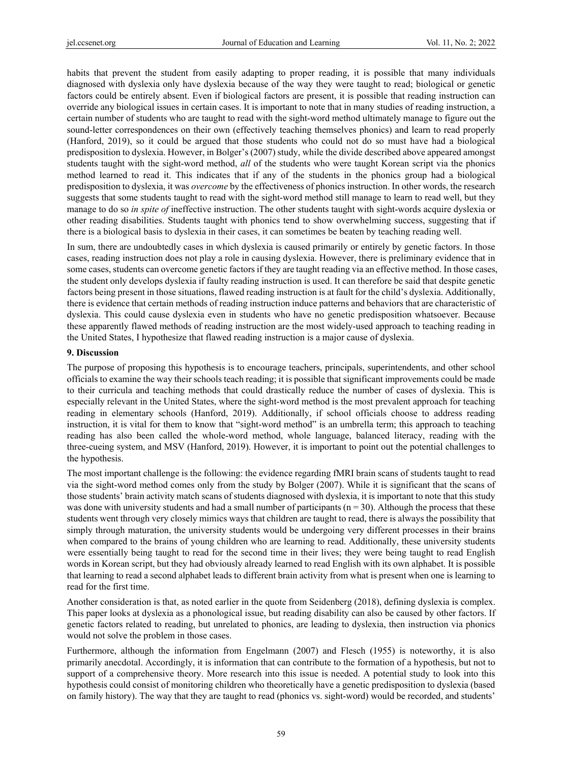habits that prevent the student from easily adapting to proper reading, it is possible that many individuals diagnosed with dyslexia only have dyslexia because of the way they were taught to read; biological or genetic factors could be entirely absent. Even if biological factors are present, it is possible that reading instruction can override any biological issues in certain cases. It is important to note that in many studies of reading instruction, a certain number of students who are taught to read with the sight-word method ultimately manage to figure out the sound-letter correspondences on their own (effectively teaching themselves phonics) and learn to read properly (Hanford, 2019), so it could be argued that those students who could not do so must have had a biological predisposition to dyslexia. However, in Bolger's (2007) study, while the divide described above appeared amongst students taught with the sight-word method, *all* of the students who were taught Korean script via the phonics method learned to read it. This indicates that if any of the students in the phonics group had a biological predisposition to dyslexia, it was *overcome* by the effectiveness of phonics instruction. In other words, the research suggests that some students taught to read with the sight-word method still manage to learn to read well, but they manage to do so *in spite of* ineffective instruction. The other students taught with sight-words acquire dyslexia or other reading disabilities. Students taught with phonics tend to show overwhelming success, suggesting that if there is a biological basis to dyslexia in their cases, it can sometimes be beaten by teaching reading well.

In sum, there are undoubtedly cases in which dyslexia is caused primarily or entirely by genetic factors. In those cases, reading instruction does not play a role in causing dyslexia. However, there is preliminary evidence that in some cases, students can overcome genetic factors if they are taught reading via an effective method. In those cases, the student only develops dyslexia if faulty reading instruction is used. It can therefore be said that despite genetic factors being present in those situations, flawed reading instruction is at fault for the child's dyslexia. Additionally, there is evidence that certain methods of reading instruction induce patterns and behaviors that are characteristic of dyslexia. This could cause dyslexia even in students who have no genetic predisposition whatsoever. Because these apparently flawed methods of reading instruction are the most widely-used approach to teaching reading in the United States, I hypothesize that flawed reading instruction is a major cause of dyslexia.

## 9. Discussion

The purpose of proposing this hypothesis is to encourage teachers, principals, superintendents, and other school officials to examine the way their schools teach reading; it is possible that significant improvements could be made to their curricula and teaching methods that could drastically reduce the number of cases of dyslexia. This is especially relevant in the United States, where the sight-word method is the most prevalent approach for teaching reading in elementary schools (Hanford, 2019). Additionally, if school officials choose to address reading instruction, it is vital for them to know that "sight-word method" is an umbrella term; this approach to teaching reading has also been called the whole-word method, whole language, balanced literacy, reading with the three-cueing system, and MSV (Hanford, 2019). However, it is important to point out the potential challenges to the hypothesis.

The most important challenge is the following: the evidence regarding fMRI brain scans of students taught to read via the sight-word method comes only from the study by Bolger (2007). While it is significant that the scans of those students' brain activity match scans of students diagnosed with dyslexia, it is important to note that this study was done with university students and had a small number of participants ($n = 30$). Although the process that these students went through very closely mimics ways that children are taught to read, there is always the possibility that simply through maturation, the university students would be undergoing very different processes in their brains when compared to the brains of young children who are learning to read. Additionally, these university students were essentially being taught to read for the second time in their lives; they were being taught to read English words in Korean script, but they had obviously already learned to read English with its own alphabet. It is possible that learning to read a second alphabet leads to different brain activity from what is present when one is learning to read for the first time.

Another consideration is that, as noted earlier in the quote from Seidenberg (2018), defining dyslexia is complex. This paper looks at dyslexia as a phonological issue, but reading disability can also be caused by other factors. If genetic factors related to reading, but unrelated to phonics, are leading to dyslexia, then instruction via phonics would not solve the problem in those cases.

Furthermore, although the information from Engelmann (2007) and Flesch (1955) is noteworthy, it is also primarily anecdotal. Accordingly, it is information that can contribute to the formation of a hypothesis, but not to support of a comprehensive theory. More research into this issue is needed. A potential study to look into this hypothesis could consist of monitoring children who theoretically have a genetic predisposition to dyslexia (based on family history). The way that they are taught to read (phonics vs. sight-word) would be recorded, and students'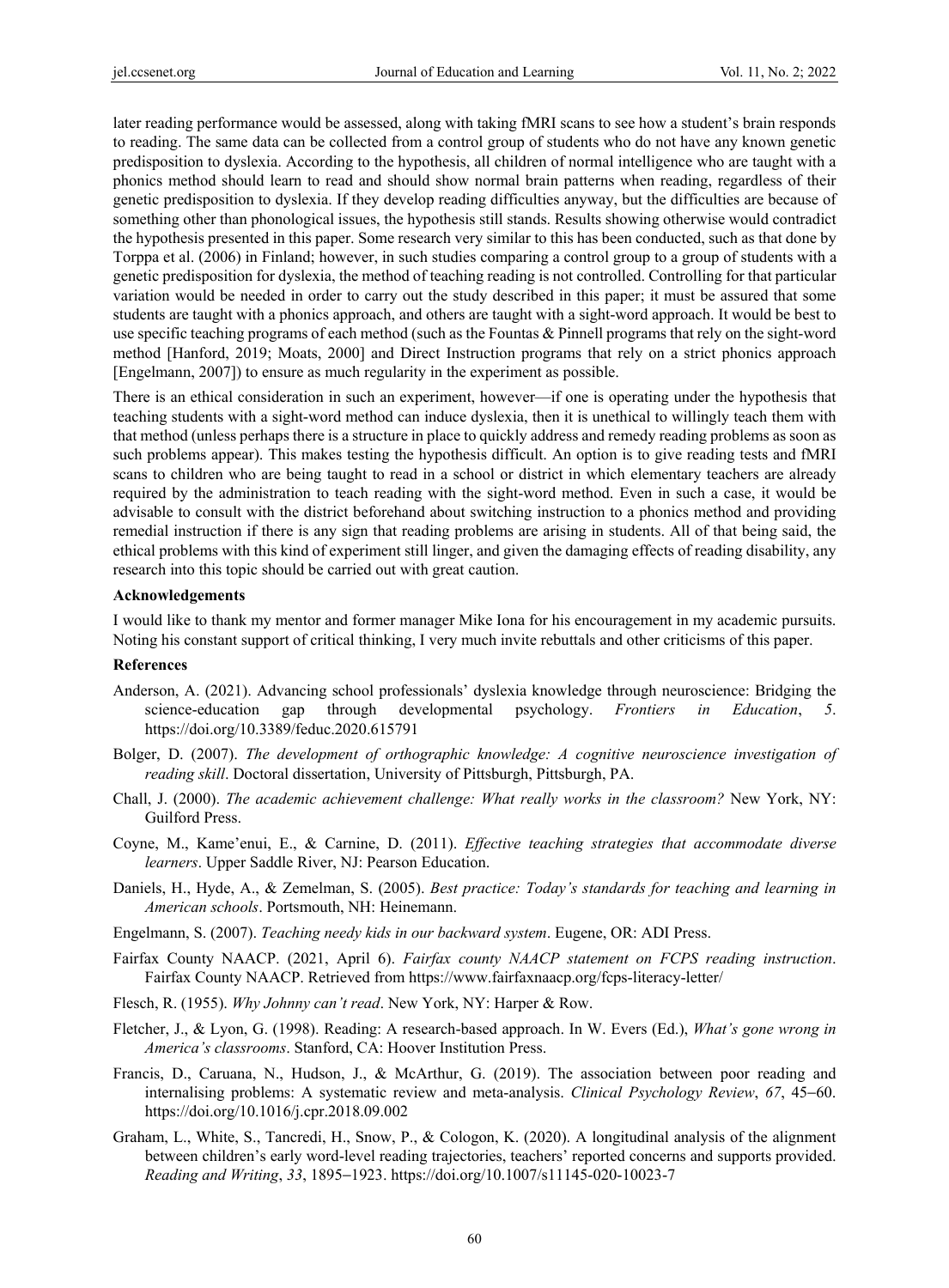later reading performance would be assessed, along with taking fMRI scans to see how a student's brain responds to reading. The same data can be collected from a control group of students who do not have any known genetic predisposition to dyslexia. According to the hypothesis, all children of normal intelligence who are taught with a phonics method should learn to read and should show normal brain patterns when reading, regardless of their genetic predisposition to dyslexia. If they develop reading difficulties anyway, but the difficulties are because of something other than phonological issues, the hypothesis still stands. Results showing otherwise would contradict the hypothesis presented in this paper. Some research very similar to this has been conducted, such as that done by Torppa et al. (2006) in Finland; however, in such studies comparing a control group to a group of students with a genetic predisposition for dyslexia, the method of teaching reading is not controlled. Controlling for that particular variation would be needed in order to carry out the study described in this paper; it must be assured that some students are taught with a phonics approach, and others are taught with a sight-word approach. It would be best to use specific teaching programs of each method (such as the Fountas & Pinnell programs that rely on the sight-word method [Hanford, 2019; Moats, 2000] and Direct Instruction programs that rely on a strict phonics approach [Engelmann, 2007]) to ensure as much regularity in the experiment as possible.

There is an ethical consideration in such an experiment, however—if one is operating under the hypothesis that teaching students with a sight-word method can induce dyslexia, then it is unethical to willingly teach them with that method (unless perhaps there is a structure in place to quickly address and remedy reading problems as soon as such problems appear). This makes testing the hypothesis difficult. An option is to give reading tests and fMRI scans to children who are being taught to read in a school or district in which elementary teachers are already required by the administration to teach reading with the sight-word method. Even in such a case, it would be advisable to consult with the district beforehand about switching instruction to a phonics method and providing remedial instruction if there is any sign that reading problems are arising in students. All of that being said, the ethical problems with this kind of experiment still linger, and given the damaging effects of reading disability, any research into this topic should be carried out with great caution.

**Acknowledgements**

I would like to thank my mentor and former manager Mike Iona for his encouragement in my academic pursuits. Noting his constant support of critical thinking, I very much invite rebuttals and other criticisms of this paper.

**References**

Anderson, A. (2021). Advancing school professionals' dyslexia knowledge through neuroscience: Bridging the science-education gap through developmental psychology. *Frontiers in Education*, *5*. https://doi.org/10.3389/feduc.2020.615791

Bolger, D. (2007). *The development of orthographic knowledge: A cognitive neuroscience investigation of reading skill*. Doctoral dissertation, University of Pittsburgh, Pittsburgh, PA.

Chall, J. (2000). *The academic achievement challenge: What really works in the classroom?* New York, NY: Guilford Press.

Coyne, M., Kame'enui, E., & Carnine, D. (2011). *Effective teaching strategies that accommodate diverse learners*. Upper Saddle River, NJ: Pearson Education.

Daniels, H., Hyde, A., & Zemelman, S. (2005). *Best practice: Today's standards for teaching and learning in American schools*. Portsmouth, NH: Heinemann.

Engelmann, S. (2007). *Teaching needy kids in our backward system*. Eugene, OR: ADI Press.

Fairfax County NAACP. (2021, April 6). *Fairfax county NAACP statement on FCPS reading instruction*. Fairfax County NAACP. Retrieved from https://www.fairfaxnaacp.org/fcps-literacy-letter/

Flesch, R. (1955). *Why Johnny can't read*. New York, NY: Harper & Row.

Fletcher, J., & Lyon, G. (1998). Reading: A research-based approach. In W. Evers (Ed.), *What's gone wrong in America's classrooms*. Stanford, CA: Hoover Institution Press.

Francis, D., Caruana, N., Hudson, J., & McArthur, G. (2019). The association between poor reading and internalising problems: A systematic review and meta-analysis. *Clinical Psychology Review*, *67*, 45–60. https://doi.org/10.1016/j.cpr.2018.09.002

Graham, L., White, S., Tancredi, H., Snow, P., & Cologon, K. (2020). A longitudinal analysis of the alignment between children's early word-level reading trajectories, teachers' reported concerns and supports provided. *Reading and Writing*, *33*, 1895–1923. https://doi.org/10.1007/s11145-020-10023-7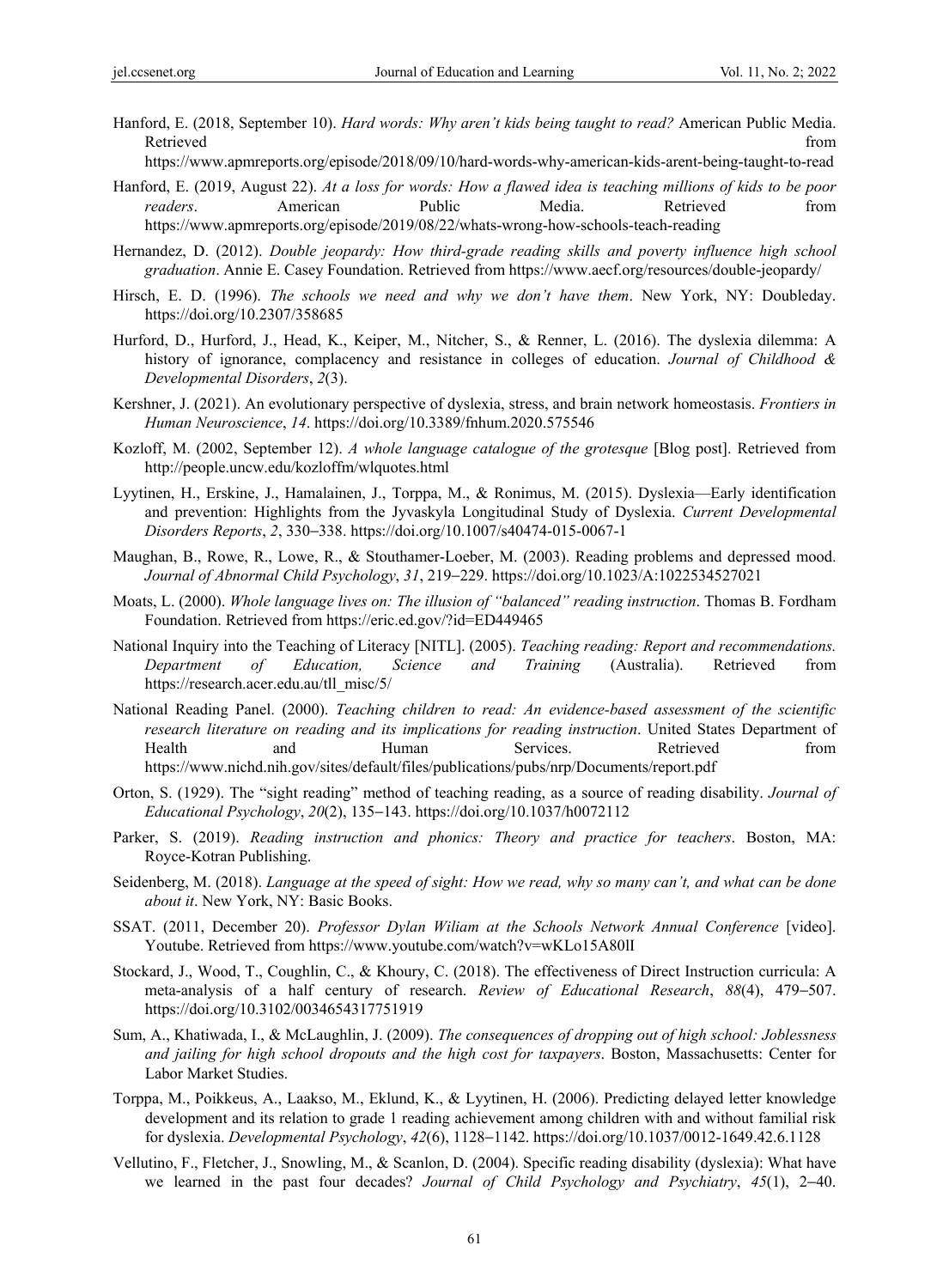Hanford, E. (2018, September 10). *Hard words: Why aren't kids being taught to read?* American Public Media. Retrieved from https://www.apmreports.org/episode/2018/09/10/hard-words-why-american-kids-arent-being-taught-to-read

Hanford, E. (2019, August 22). *At a loss for words: How a flawed idea is teaching millions of kids to be poor readers*. American Public Media. Retrieved from https://www.apmreports.org/episode/2019/08/22/whats-wrong-how-schools-teach-reading

Hernandez, D. (2012). *Double jeopardy: How third-grade reading skills and poverty influence high school graduation*. Annie E. Casey Foundation. Retrieved from https://www.aecf.org/resources/double-jeopardy/

Hirsch, E. D. (1996). *The schools we need and why we don't have them*. New York, NY: Doubleday. https://doi.org/10.2307/358685

Hurford, D., Hurford, J., Head, K., Keiper, M., Nitcher, S., & Renner, L. (2016). The dyslexia dilemma: A history of ignorance, complacency and resistance in colleges of education. *Journal of Childhood & Developmental Disorders*, *2*(3).

Kershner, J. (2021). An evolutionary perspective of dyslexia, stress, and brain network homeostasis. *Frontiers in Human Neuroscience*, *14*. https://doi.org/10.3389/fnhum.2020.575546

Kozloff, M. (2002, September 12). *A whole language catalogue of the grotesque* [Blog post]. Retrieved from http://people.uncw.edu/kozloffm/wlquotes.html

Lyytinen, H., Erskine, J., Hamalainen, J., Torppa, M., & Ronimus, M. (2015). Dyslexia—Early identification and prevention: Highlights from the Jyvaskyla Longitudinal Study of Dyslexia. *Current Developmental Disorders Reports*, *2*, 330–338. https://doi.org/10.1007/s40474-015-0067-1

Maughan, B., Rowe, R., Lowe, R., & Stouthamer-Loeber, M. (2003). Reading problems and depressed mood. *Journal of Abnormal Child Psychology*, *31*, 219–229. https://doi.org/10.1023/A:1022534527021

Moats, L. (2000). *Whole language lives on: The illusion of "balanced" reading instruction*. Thomas B. Fordham Foundation. Retrieved from https://eric.ed.gov/?id=ED449465

National Inquiry into the Teaching of Literacy [NITL]. (2005). *Teaching reading: Report and recommendations. Department of Education, Science and Training* (Australia). Retrieved from https://research.acer.edu.au/tll_misc/5/

National Reading Panel. (2000). *Teaching children to read: An evidence-based assessment of the scientific research literature on reading and its implications for reading instruction*. United States Department of Health and Human Services. Retrieved from https://www.nichd.nih.gov/sites/default/files/publications/pubs/nrp/Documents/report.pdf

Orton, S. (1929). The "sight reading" method of teaching reading, as a source of reading disability. *Journal of Educational Psychology*, *20*(2), 135–143. https://doi.org/10.1037/h0072112

Parker, S. (2019). *Reading instruction and phonics: Theory and practice for teachers*. Boston, MA: Royce-Kotran Publishing.

Seidenberg, M. (2018). *Language at the speed of sight: How we read, why so many can't, and what can be done about it*. New York, NY: Basic Books.

SSAT. (2011, December 20). *Professor Dylan Wiliam at the Schools Network Annual Conference* [video]. Youtube. Retrieved from https://www.youtube.com/watch?v=wKLo15A80lI

Stockard, J., Wood, T., Coughlin, C., & Khoury, C. (2018). The effectiveness of Direct Instruction curricula: A meta-analysis of a half century of research. *Review of Educational Research*, *88*(4), 479–507. https://doi.org/10.3102/0034654317751919

Sum, A., Khatiwada, I., & McLaughlin, J. (2009). *The consequences of dropping out of high school: Joblessness and jailing for high school dropouts and the high cost for taxpayers*. Boston, Massachusetts: Center for Labor Market Studies.

Torppa, M., Poikkeus, A., Laakso, M., Eklund, K., & Lyytinen, H. (2006). Predicting delayed letter knowledge development and its relation to grade 1 reading achievement among children with and without familial risk for dyslexia. *Developmental Psychology*, *42*(6), 1128–1142. https://doi.org/10.1037/0012-1649.42.6.1128

Vellutino, F., Fletcher, J., Snowling, M., & Scanlon, D. (2004). Specific reading disability (dyslexia): What have we learned in the past four decades? *Journal of Child Psychology and Psychiatry*, *45*(1), 2–40.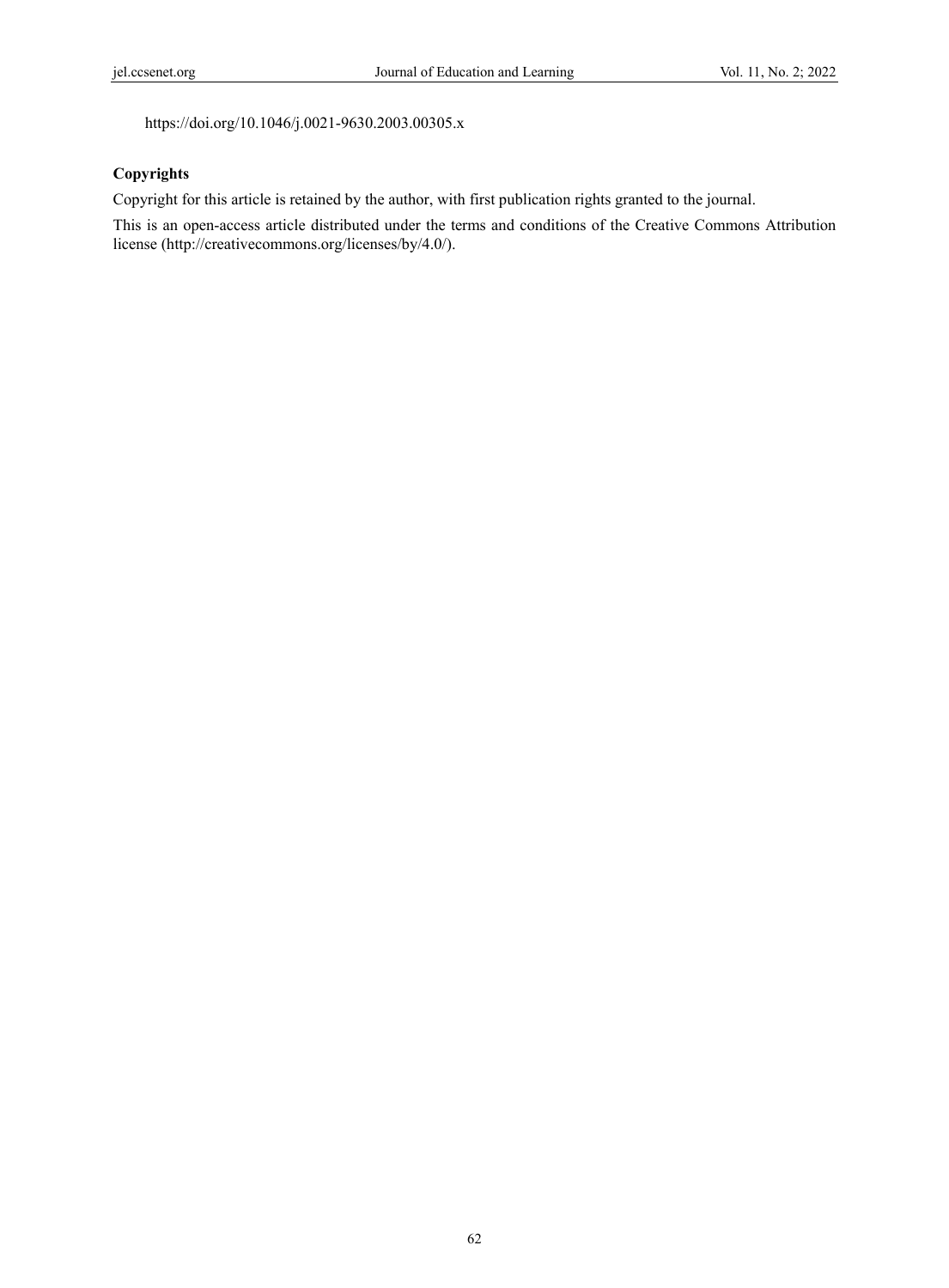https://doi.org/10.1046/j.0021-9630.2003.00305.x

## Copyrights

Copyright for this article is retained by the author, with first publication rights granted to the journal.

This is an open-access article distributed under the terms and conditions of the Creative Commons Attribution license (http://creativecommons.org/licenses/by/4.0/).